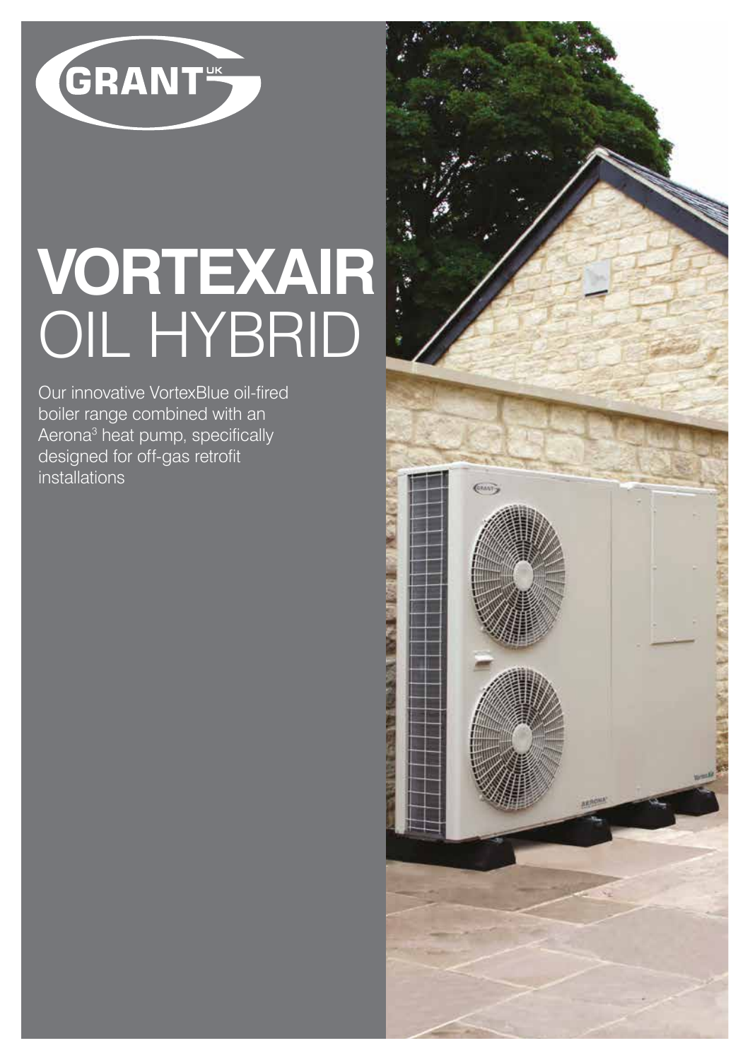GRANT UK

# VORTEXAIR OIL HYBRID

Our innovative VortexBlue oil-fired boiler range combined with an Aerona[3] heat pump, specifically designed for off-gas retrofit installations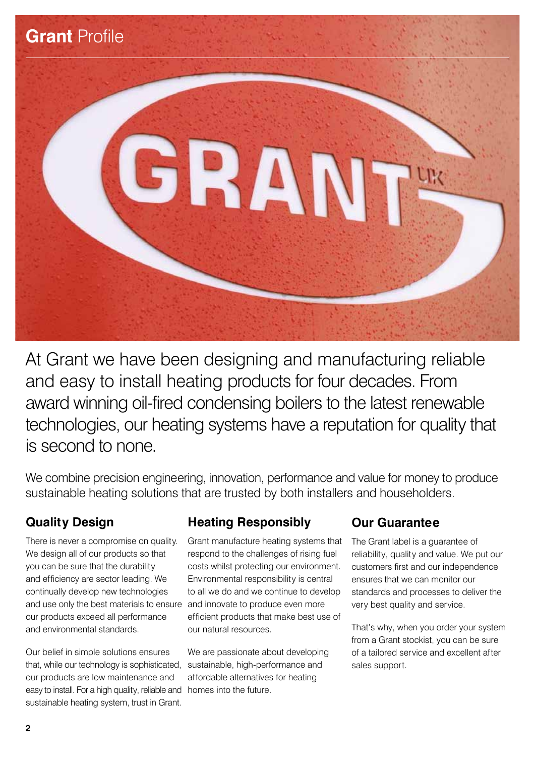# **Grant** Profile

At Grant we have been designing and manufacturing reliable and easy to install heating products for four decades. From award winning oil-fired condensing boilers to the latest renewable technologies, our heating systems have a reputation for quality that is second to none.

We combine precision engineering, innovation, performance and value for money to produce sustainable heating solutions that are trusted by both installers and householders.

## Quality Design

There is never a compromise on quality. We design all of our products so that you can be sure that the durability and efficiency are sector leading. We continually develop new technologies and use only the best materials to ensure our products exceed all performance and environmental standards.

Our belief in simple solutions ensures that, while our technology is sophisticated, our products are low maintenance and easy to install. For a high quality, reliable and sustainable heating system, trust in Grant.

## Heating Responsibly

Grant manufacture heating systems that respond to the challenges of rising fuel costs whilst protecting our environment. Environmental responsibility is central to all we do and we continue to develop and innovate to produce even more efficient products that make best use of our natural resources.

We are passionate about developing sustainable, high-performance and affordable alternatives for heating homes into the future.

## Our Guarantee

The Grant label is a guarantee of reliability, quality and value. We put our customers first and our independence ensures that we can monitor our standards and processes to deliver the very best quality and service.

That's why, when you order your system from a Grant stockist, you can be sure of a tailored service and excellent after sales support.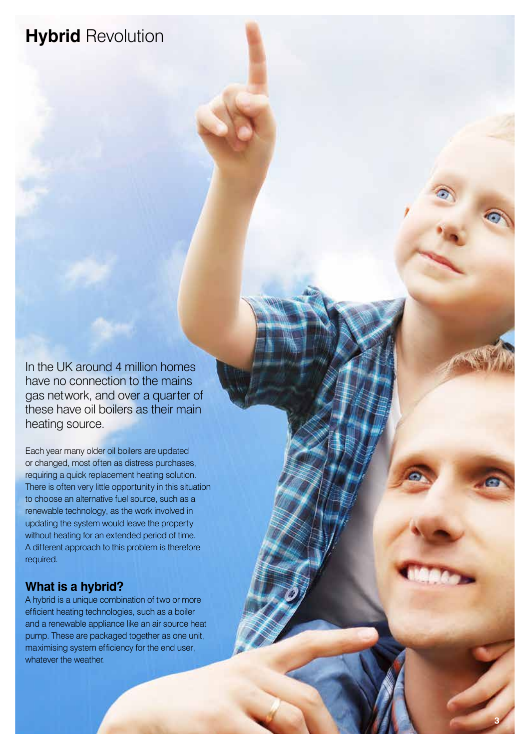# **Hybrid** Revolution

In the UK around 4 million homes have no connection to the mains gas network, and over a quarter of these have oil boilers as their main heating source.

Each year many older oil boilers are updated or changed, most often as distress purchases, requiring a quick replacement heating solution. There is often very little opportunity in this situation to choose an alternative fuel source, such as a renewable technology, as the work involved in updating the system would leave the property without heating for an extended period of time. A different approach to this problem is therefore required.

## What is a hybrid?

A hybrid is a unique combination of two or more efficient heating technologies, such as a boiler and a renewable appliance like an air source heat pump. These are packaged together as one unit, maximising system efficiency for the end user, whatever the weather.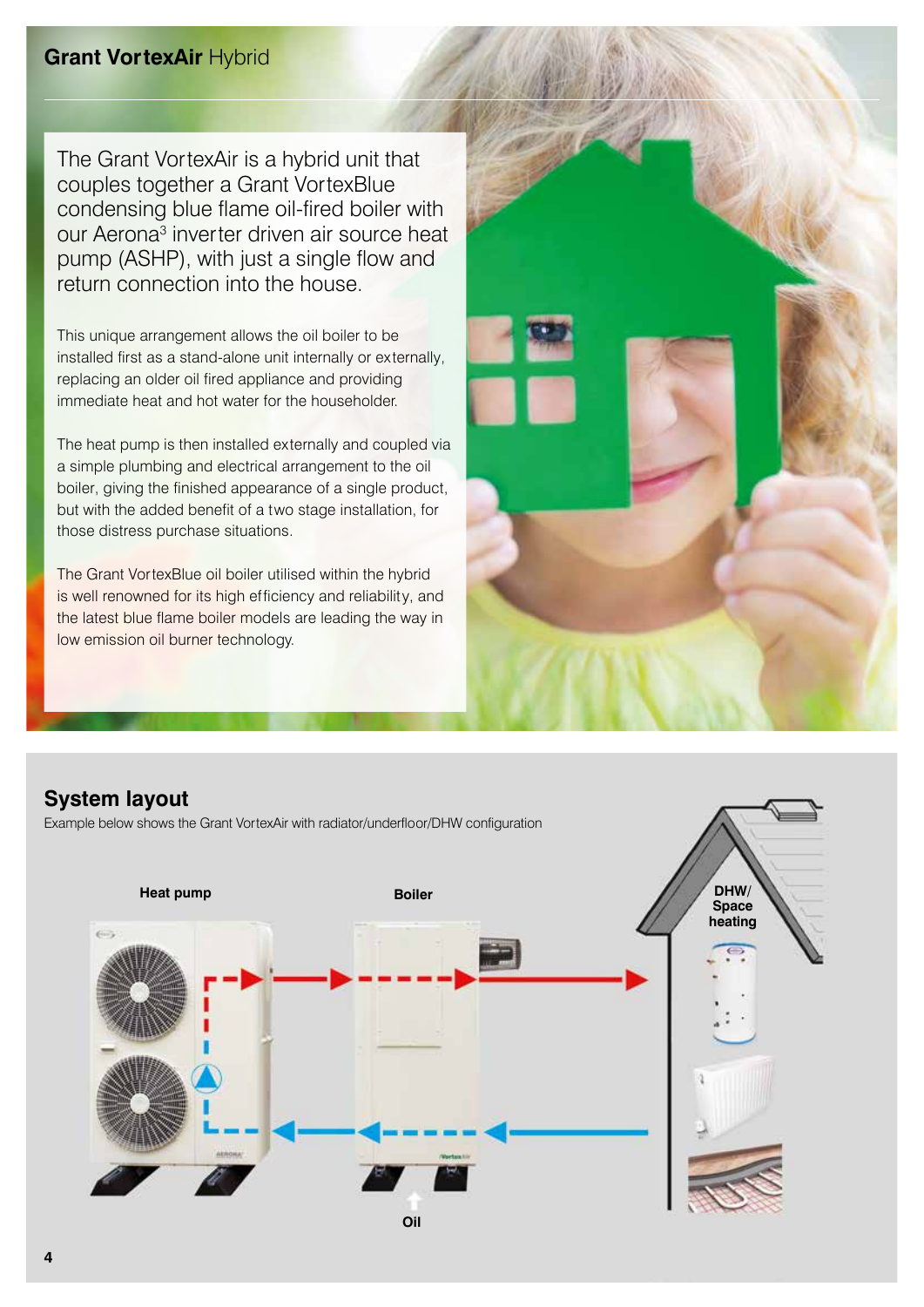## Grant VortexAir Hybrid

The Grant VortexAir is a hybrid unit that couples together a Grant VortexBlue condensing blue flame oil-fired boiler with our Aerona[3] inverter driven air source heat pump (ASHP), with just a single flow and return connection into the house.

This unique arrangement allows the oil boiler to be installed first as a stand-alone unit internally or externally, replacing an older oil fired appliance and providing immediate heat and hot water for the householder.

The heat pump is then installed externally and coupled via a simple plumbing and electrical arrangement to the oil boiler, giving the finished appearance of a single product, but with the added benefit of a two stage installation, for those distress purchase situations.

The Grant VortexBlue oil boiler utilised within the hybrid is well renowned for its high efficiency and reliability, and the latest blue flame boiler models are leading the way in low emission oil burner technology.

## System layout

Example below shows the Grant VortexAir with radiator/underfloor/DHW configuration

Heat pump

Boiler

DHW/ Space heating

Oil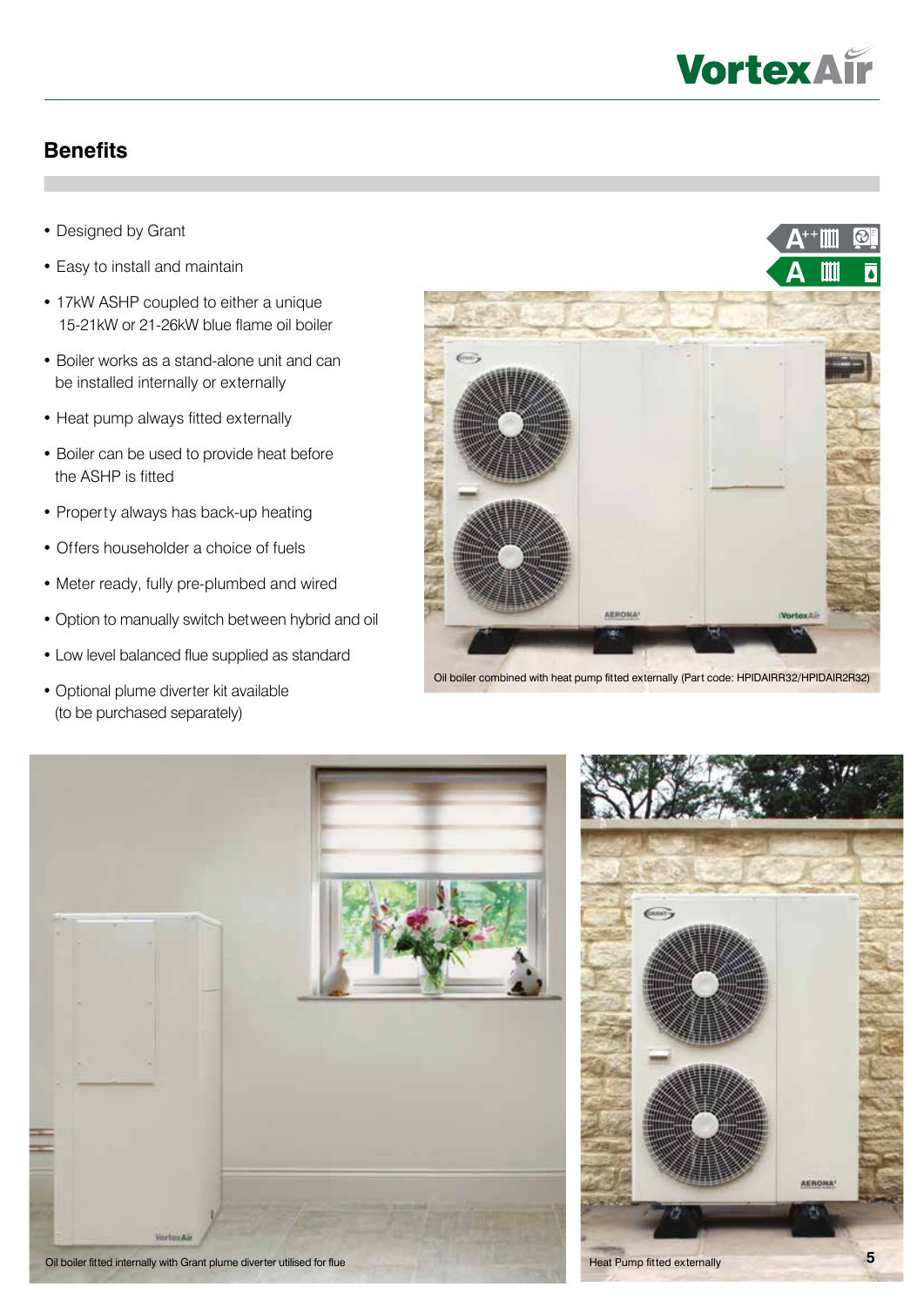## Benefits

- Designed by Grant
- Easy to install and maintain
- 17kW ASHP coupled to either a unique 15-21kW or 21-26kW blue flame oil boiler
- Boiler works as a stand-alone unit and can be installed internally or externally
- Heat pump always fitted externally
- Boiler can be used to provide heat before the ASHP is fitted
- Property always has back-up heating
- Offers householder a choice of fuels
- Meter ready, fully pre-plumbed and wired
- Option to manually switch between hybrid and oil
- Low level balanced flue supplied as standard
- Optional plume diverter kit available (to be purchased separately)

Oil boiler combined with heat pump fitted externally (Part code: HPIDAIRR32/HPIDAIR2R32)

Oil boiler fitted internally with Grant plume diverter utilised for flue

Heat Pump fitted externally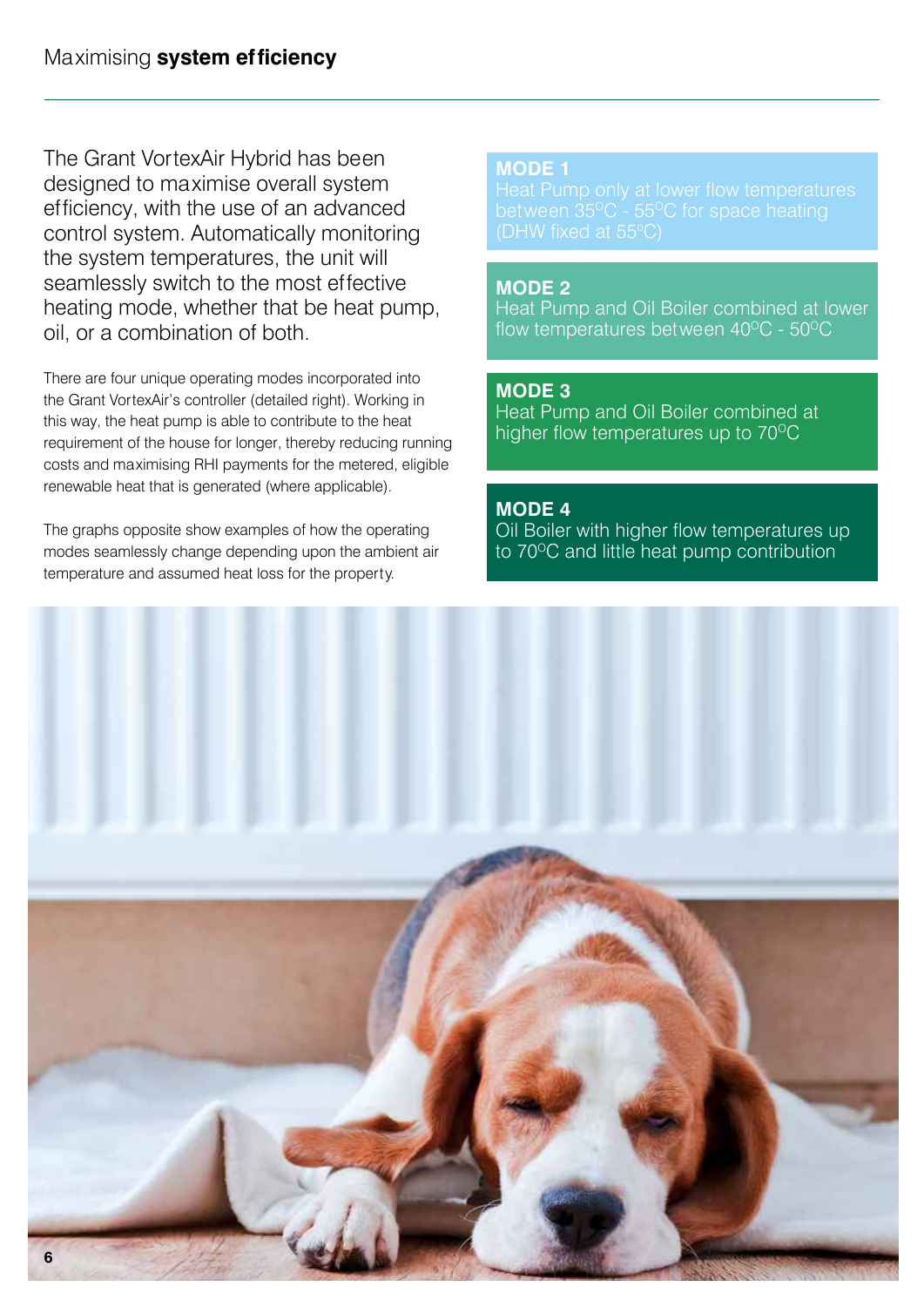# Maximising **system efficiency**

The Grant VortexAir Hybrid has been designed to maximise overall system efficiency, with the use of an advanced control system. Automatically monitoring the system temperatures, the unit will seamlessly switch to the most effective heating mode, whether that be heat pump, oil, or a combination of both.

There are four unique operating modes incorporated into the Grant VortexAir's controller (detailed right). Working in this way, the heat pump is able to contribute to the heat requirement of the house for longer, thereby reducing running costs and maximising RHI payments for the metered, eligible renewable heat that is generated (where applicable).

The graphs opposite show examples of how the operating modes seamlessly change depending upon the ambient air temperature and assumed heat loss for the property.

**MODE 1**
Heat Pump only at lower flow temperatures between 35°C - 55°C for space heating (DHW fixed at 55°C)

**MODE 2**
Heat Pump and Oil Boiler combined at lower flow temperatures between 40°C - 50°C

**MODE 3**
Heat Pump and Oil Boiler combined at higher flow temperatures up to 70°C

**MODE 4**
Oil Boiler with higher flow temperatures up to 70°C and little heat pump contribution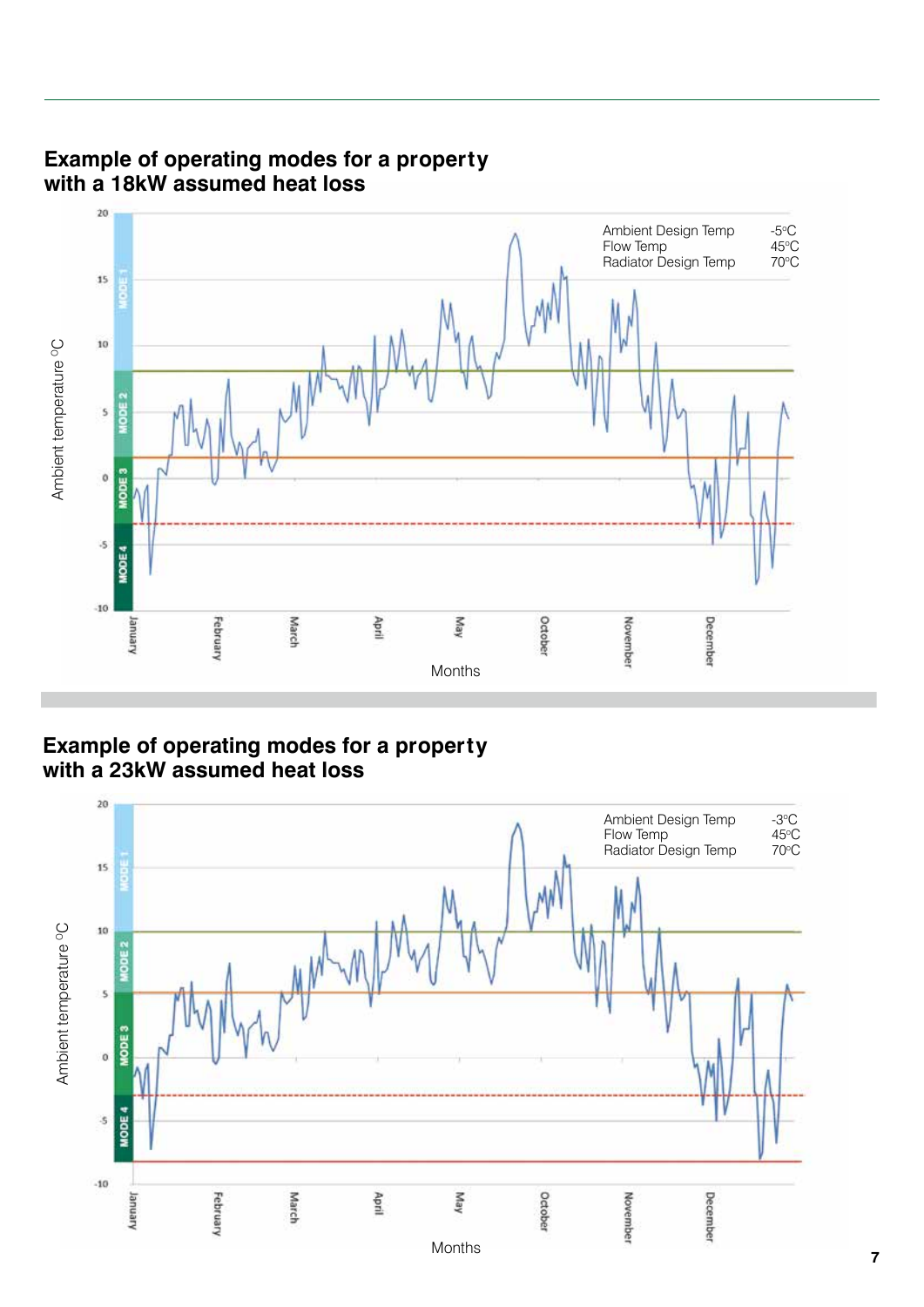## Example of operating modes for a property with a 18kW assumed heat loss

Ambient Design Temp -5°C
Flow Temp 45°C
Radiator Design Temp 70°C

Ambient temperature °C

MODE 1
MODE 2
MODE 3
MODE 4

20
15
10
5
0
-5
-10

January February March April May October November December

Months

## Example of operating modes for a property with a 23kW assumed heat loss

Ambient Design Temp -3°C
Flow Temp 45°C
Radiator Design Temp 70°C

Ambient temperature °C

MODE 1
MODE 2
MODE 3
MODE 4

20
15
10
5
0
-5
-10

January February March April May October November December

Months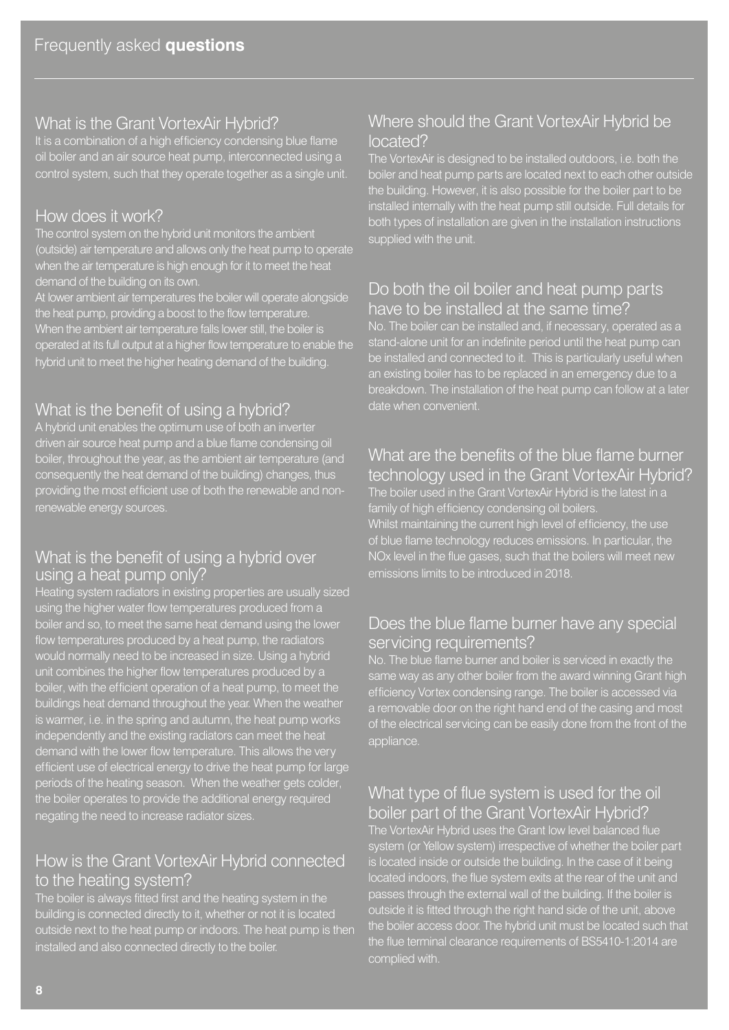# Frequently asked **questions**

## What is the Grant VortexAir Hybrid?

It is a combination of a high efficiency condensing blue flame oil boiler and an air source heat pump, interconnected using a control system, such that they operate together as a single unit.

## How does it work?

The control system on the hybrid unit monitors the ambient (outside) air temperature and allows only the heat pump to operate when the air temperature is high enough for it to meet the heat demand of the building on its own.

At lower ambient air temperatures the boiler will operate alongside the heat pump, providing a boost to the flow temperature. When the ambient air temperature falls lower still, the boiler is operated at its full output at a higher flow temperature to enable the hybrid unit to meet the higher heating demand of the building.

## What is the benefit of using a hybrid?

A hybrid unit enables the optimum use of both an inverter driven air source heat pump and a blue flame condensing oil boiler, throughout the year, as the ambient air temperature (and consequently the heat demand of the building) changes, thus providing the most efficient use of both the renewable and non-renewable energy sources.

## What is the benefit of using a hybrid over using a heat pump only?

Heating system radiators in existing properties are usually sized using the higher water flow temperatures produced from a boiler and so, to meet the same heat demand using the lower flow temperatures produced by a heat pump, the radiators would normally need to be increased in size. Using a hybrid unit combines the higher flow temperatures produced by a boiler, with the efficient operation of a heat pump, to meet the buildings heat demand throughout the year. When the weather is warmer, i.e. in the spring and autumn, the heat pump works independently and the existing radiators can meet the heat demand with the lower flow temperature. This allows the very efficient use of electrical energy to drive the heat pump for large periods of the heating season. When the weather gets colder, the boiler operates to provide the additional energy required negating the need to increase radiator sizes.

## How is the Grant VortexAir Hybrid connected to the heating system?

The boiler is always fitted first and the heating system in the building is connected directly to it, whether or not it is located outside next to the heat pump or indoors. The heat pump is then installed and also connected directly to the boiler.

## Where should the Grant VortexAir Hybrid be located?

The VortexAir is designed to be installed outdoors, i.e. both the boiler and heat pump parts are located next to each other outside the building. However, it is also possible for the boiler part to be installed internally with the heat pump still outside. Full details for both types of installation are given in the installation instructions supplied with the unit.

## Do both the oil boiler and heat pump parts have to be installed at the same time?

No. The boiler can be installed and, if necessary, operated as a stand-alone unit for an indefinite period until the heat pump can be installed and connected to it. This is particularly useful when an existing boiler has to be replaced in an emergency due to a breakdown. The installation of the heat pump can follow at a later date when convenient.

## What are the benefits of the blue flame burner technology used in the Grant VortexAir Hybrid?

The boiler used in the Grant VortexAir Hybrid is the latest in a family of high efficiency condensing oil boilers.

Whilst maintaining the current high level of efficiency, the use of blue flame technology reduces emissions. In particular, the NOx level in the flue gases, such that the boilers will meet new emissions limits to be introduced in 2018.

## Does the blue flame burner have any special servicing requirements?

No. The blue flame burner and boiler is serviced in exactly the same way as any other boiler from the award winning Grant high efficiency Vortex condensing range. The boiler is accessed via a removable door on the right hand end of the casing and most of the electrical servicing can be easily done from the front of the appliance.

## What type of flue system is used for the oil boiler part of the Grant VortexAir Hybrid?

The VortexAir Hybrid uses the Grant low level balanced flue system (or Yellow system) irrespective of whether the boiler part is located inside or outside the building. In the case of it being located indoors, the flue system exits at the rear of the unit and passes through the external wall of the building. If the boiler is outside it is fitted through the right hand side of the unit, above the boiler access door. The hybrid unit must be located such that the flue terminal clearance requirements of BS5410-1:2014 are complied with.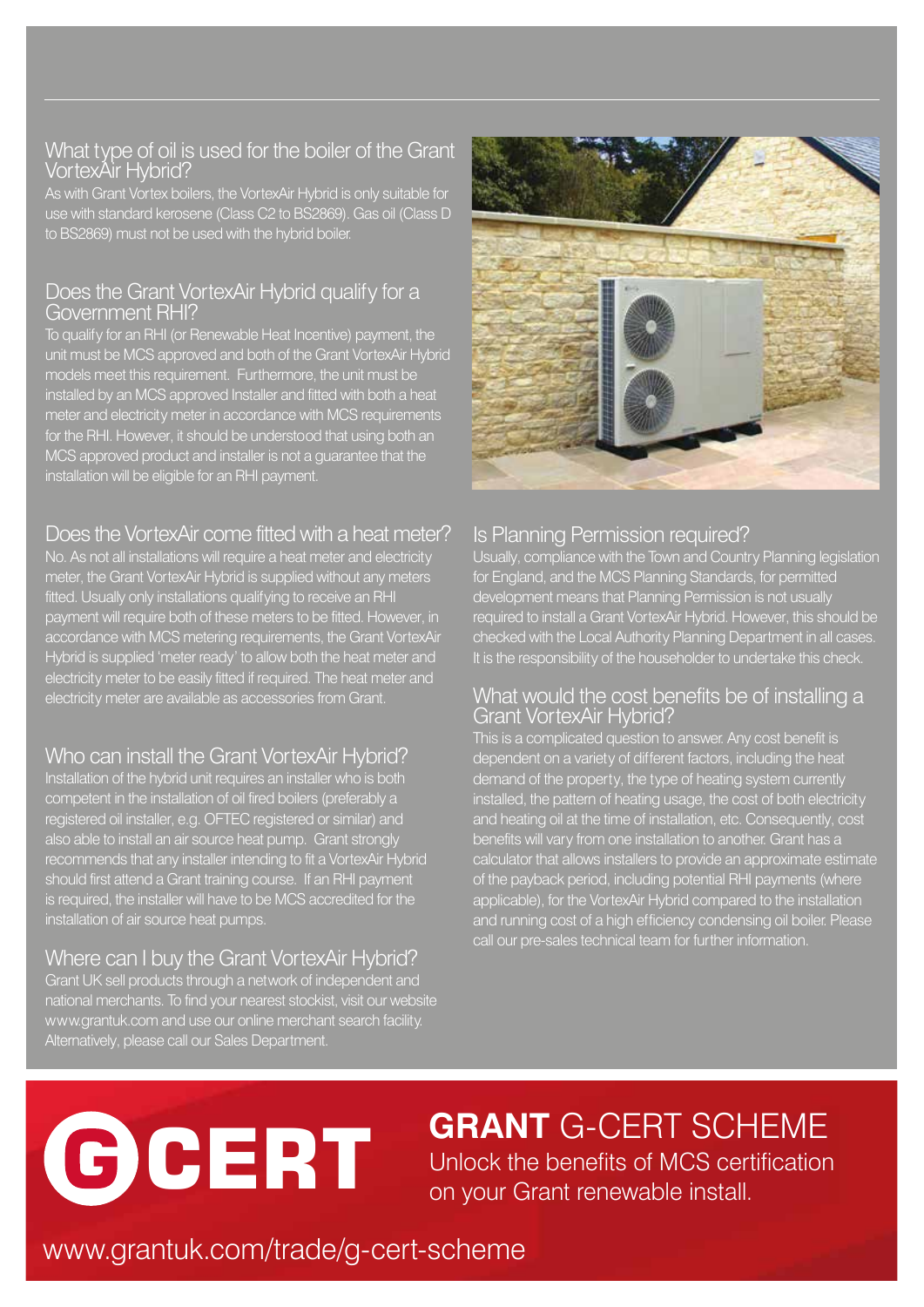## What type of oil is used for the boiler of the Grant VortexAir Hybrid?

As with Grant Vortex boilers, the VortexAir Hybrid is only suitable for use with standard kerosene (Class C2 to BS2869). Gas oil (Class D to BS2869) must not be used with the hybrid boiler.

## Does the Grant VortexAir Hybrid qualify for a Government RHI?

To qualify for an RHI (or Renewable Heat Incentive) payment, the unit must be MCS approved and both of the Grant VortexAir Hybrid models meet this requirement. Furthermore, the unit must be installed by an MCS approved Installer and fitted with both a heat meter and electricity meter in accordance with MCS requirements for the RHI. However, it should be understood that using both an MCS approved product and installer is not a guarantee that the installation will be eligible for an RHI payment.

## Does the VortexAir come fitted with a heat meter?

No. As not all installations will require a heat meter and electricity meter, the Grant VortexAir Hybrid is supplied without any meters fitted. Usually only installations qualifying to receive an RHI payment will require both of these meters to be fitted. However, in accordance with MCS metering requirements, the Grant VortexAir Hybrid is supplied 'meter ready' to allow both the heat meter and electricity meter to be easily fitted if required. The heat meter and electricity meter are available as accessories from Grant.

## Who can install the Grant VortexAir Hybrid?

Installation of the hybrid unit requires an installer who is both competent in the installation of oil fired boilers (preferably a registered oil installer, e.g. OFTEC registered or similar) and also able to install an air source heat pump. Grant strongly recommends that any installer intending to fit a VortexAir Hybrid should first attend a Grant training course. If an RHI payment is required, the installer will have to be MCS accredited for the installation of air source heat pumps.

## Where can I buy the Grant VortexAir Hybrid?

Grant UK sell products through a network of independent and national merchants. To find your nearest stockist, visit our website www.grantuk.com and use our online merchant search facility. Alternatively, please call our Sales Department.

## Is Planning Permission required?

Usually, compliance with the Town and Country Planning legislation for England, and the MCS Planning Standards, for permitted development means that Planning Permission is not usually required to install a Grant VortexAir Hybrid. However, this should be checked with the Local Authority Planning Department in all cases. It is the responsibility of the householder to undertake this check.

## What would the cost benefits be of installing a Grant VortexAir Hybrid?

This is a complicated question to answer. Any cost benefit is dependent on a variety of different factors, including the heat demand of the property, the type of heating system currently installed, the pattern of heating usage, the cost of both electricity and heating oil at the time of installation, etc. Consequently, cost benefits will vary from one installation to another. Grant has a calculator that allows installers to provide an approximate estimate of the payback period, including potential RHI payments (where applicable), for the VortexAir Hybrid compared to the installation and running cost of a high efficiency condensing oil boiler. Please call our pre-sales technical team for further information.

GCERT

## **GRANT** G-CERT SCHEME

Unlock the benefits of MCS certification on your Grant renewable install.

www.grantuk.com/trade/g-cert-scheme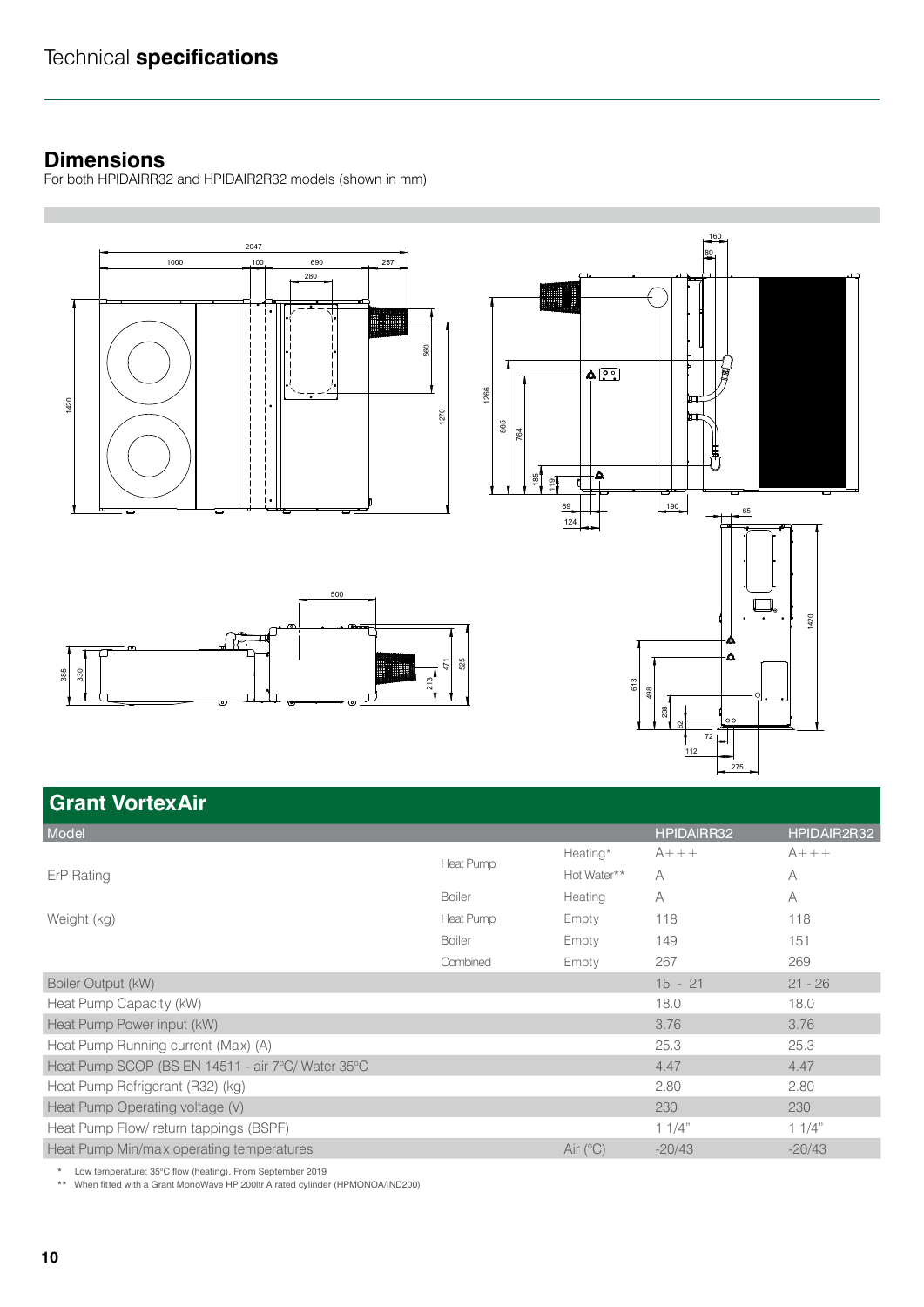# Technical **specifications**

## Dimensions

For both HPIDAIRR32 and HPIDAIR2R32 models (shown in mm)

## Grant VortexAir

| Model | | | HPIDAIRR32 | HPIDAIR2R32 |
|---|---|---|---|---|
| ErP Rating | Heat Pump | Heating* | A+++ | A+++ |
| | | Hot Water** | A | A |
| | Boiler | Heating | A | A |
| Weight (kg) | Heat Pump | Empty | 118 | 118 |
| | Boiler | Empty | 149 | 151 |
| | Combined | Empty | 267 | 269 |
| Boiler Output (kW) | | | 15 - 21 | 21 - 26 |
| Heat Pump Capacity (kW) | | | 18.0 | 18.0 |
| Heat Pump Power input (kW) | | | 3.76 | 3.76 |
| Heat Pump Running current (Max) (A) | | | 25.3 | 25.3 |
| Heat Pump SCOP (BS EN 14511 - air 7°C/ Water 35°C | | | 4.47 | 4.47 |
| Heat Pump Refrigerant (R32) (kg) | | | 2.80 | 2.80 |
| Heat Pump Operating voltage (V) | | | 230 | 230 |
| Heat Pump Flow/ return tappings (BSPF) | | | 1 1/4" | 1 1/4" |
| Heat Pump Min/max operating temperatures | | Air (°C) | -20/43 | -20/43 |

\* Low temperature: 35°C flow (heating). From September 2019

\*\* When fitted with a Grant MonoWave HP 200ltr A rated cylinder (HPMONOA/IND200)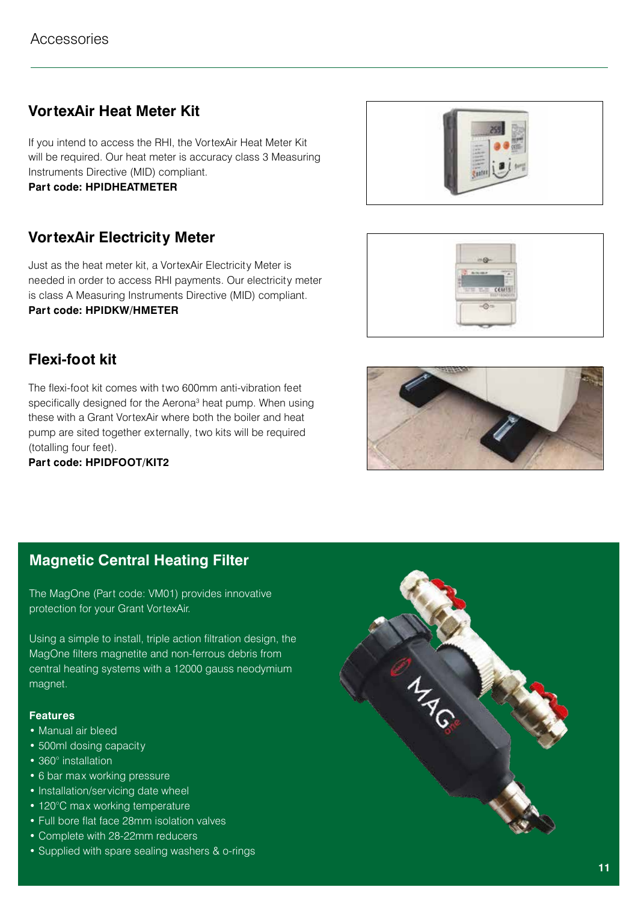# Accessories

## VortexAir Heat Meter Kit

If you intend to access the RHI, the VortexAir Heat Meter Kit will be required. Our heat meter is accuracy class 3 Measuring Instruments Directive (MID) compliant.
**Part code: HPIDHEATMETER**

## VortexAir Electricity Meter

Just as the heat meter kit, a VortexAir Electricity Meter is needed in order to access RHI payments. Our electricity meter is class A Measuring Instruments Directive (MID) compliant.
**Part code: HPIDKW/HMETER**

## Flexi-foot kit

The flexi-foot kit comes with two 600mm anti-vibration feet specifically designed for the Aerona³ heat pump. When using these with a Grant VortexAir where both the boiler and heat pump are sited together externally, two kits will be required (totalling four feet).
**Part code: HPIDFOOT/KIT2**

## Magnetic Central Heating Filter

The MagOne (Part code: VM01) provides innovative protection for your Grant VortexAir.

Using a simple to install, triple action filtration design, the MagOne filters magnetite and non-ferrous debris from central heating systems with a 12000 gauss neodymium magnet.

**Features**

- Manual air bleed
- 500ml dosing capacity
- 360° installation
- 6 bar max working pressure
- Installation/servicing date wheel
- 120°C max working temperature
- Full bore flat face 28mm isolation valves
- Complete with 28-22mm reducers
- Supplied with spare sealing washers & o-rings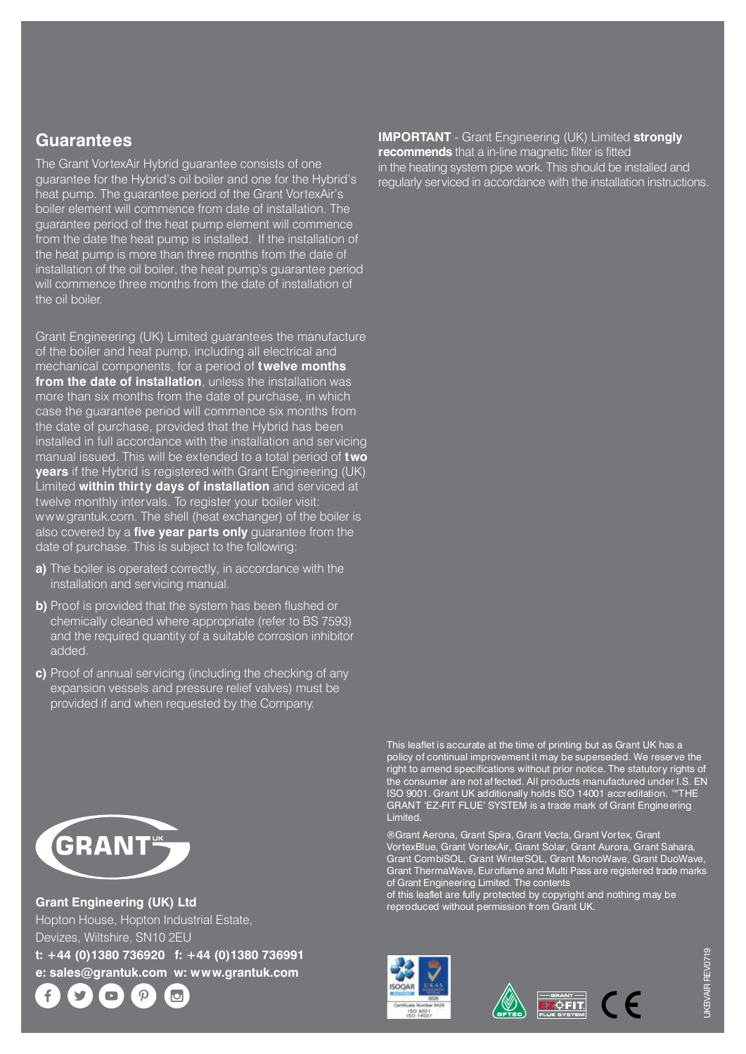## Guarantees

The Grant VortexAir Hybrid guarantee consists of one guarantee for the Hybrid's oil boiler and one for the Hybrid's heat pump. The guarantee period of the Grant VortexAir's boiler element will commence from date of installation. The guarantee period of the heat pump element will commence from the date the heat pump is installed. If the installation of the heat pump is more than three months from the date of installation of the oil boiler, the heat pump's guarantee period will commence three months from the date of installation of the oil boiler.

Grant Engineering (UK) Limited guarantees the manufacture of the boiler and heat pump, including all electrical and mechanical components, for a period of **twelve months from the date of installation**, unless the installation was more than six months from the date of purchase, in which case the guarantee period will commence six months from the date of purchase, provided that the Hybrid has been installed in full accordance with the installation and servicing manual issued. This will be extended to a total period of **two years** if the Hybrid is registered with Grant Engineering (UK) Limited **within thirty days of installation** and serviced at twelve monthly intervals. To register your boiler visit: www.grantuk.com. The shell (heat exchanger) of the boiler is also covered by a **five year parts only** guarantee from the date of purchase. This is subject to the following:

**a)** The boiler is operated correctly, in accordance with the installation and servicing manual.

**b)** Proof is provided that the system has been flushed or chemically cleaned where appropriate (refer to BS 7593) and the required quantity of a suitable corrosion inhibitor added.

**c)** Proof of annual servicing (including the checking of any expansion vessels and pressure relief valves) must be provided if and when requested by the Company.

**IMPORTANT** - Grant Engineering (UK) Limited **strongly recommends** that a in-line magnetic filter is fitted in the heating system pipe work. This should be installed and regularly serviced in accordance with the installation instructions.

This leaflet is accurate at the time of printing but as Grant UK has a policy of continual improvement it may be superseded. We reserve the right to amend specifications without prior notice. The statutory rights of the consumer are not affected. All products manufactured under I.S. EN ISO 9001. Grant UK additionally holds ISO 14001 accreditation. ™THE GRANT 'EZ-FIT FLUE' SYSTEM is a trade mark of Grant Engineering Limited.

®Grant Aerona, Grant Spira, Grant Vecta, Grant Vortex, Grant VortexBlue, Grant VortexAir, Grant Solar, Grant Aurora, Grant Sahara, Grant CombiSOL, Grant WinterSOL, Grant MonoWave, Grant DuoWave, Grant ThermaWave, Euroflame and Multi Pass are registered trade marks of Grant Engineering Limited. The contents of this leaflet are fully protected by copyright and nothing may be reproduced without permission from Grant UK.

**Grant Engineering (UK) Ltd**
Hopton House, Hopton Industrial Estate,
Devizes, Wiltshire, SN10 2EU
**t: +44 (0)1380 736920 f: +44 (0)1380 736991**
**e: sales@grantuk.com w: www.grantuk.com**

UKBVAIR REV0719